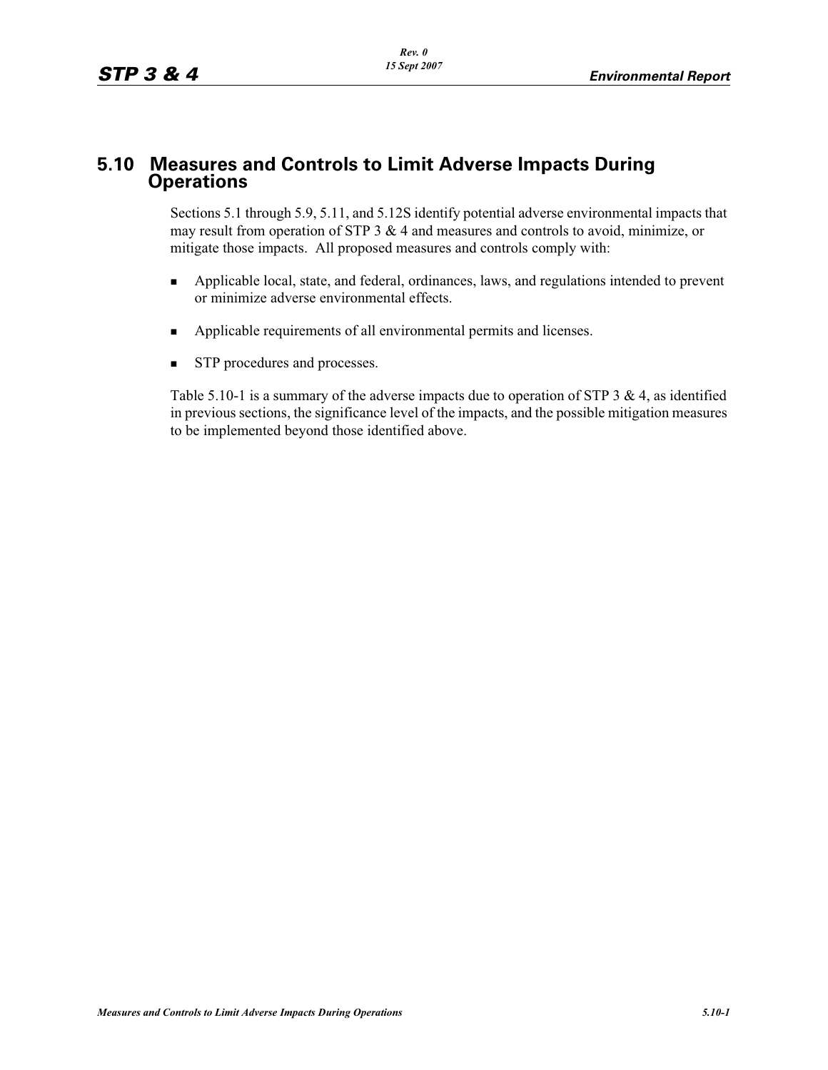## 5.10 Measures and Controls to Limit Adverse Impacts During Operations

Sections 5.1 through 5.9, 5.11, and 5.12S identify potential adverse environmental impacts that may result from operation of STP 3 & 4 and measures and controls to avoid, minimize, or mitigate those impacts. All proposed measures and controls comply with:

- Applicable local, state, and federal, ordinances, laws, and regulations intended to prevent or minimize adverse environmental effects.
- Applicable requirements of all environmental permits and licenses.
- STP procedures and processes.

Table 5.10-1 is a summary of the adverse impacts due to operation of STP 3 & 4, as identified in previous sections, the significance level of the impacts, and the possible mitigation measures to be implemented beyond those identified above.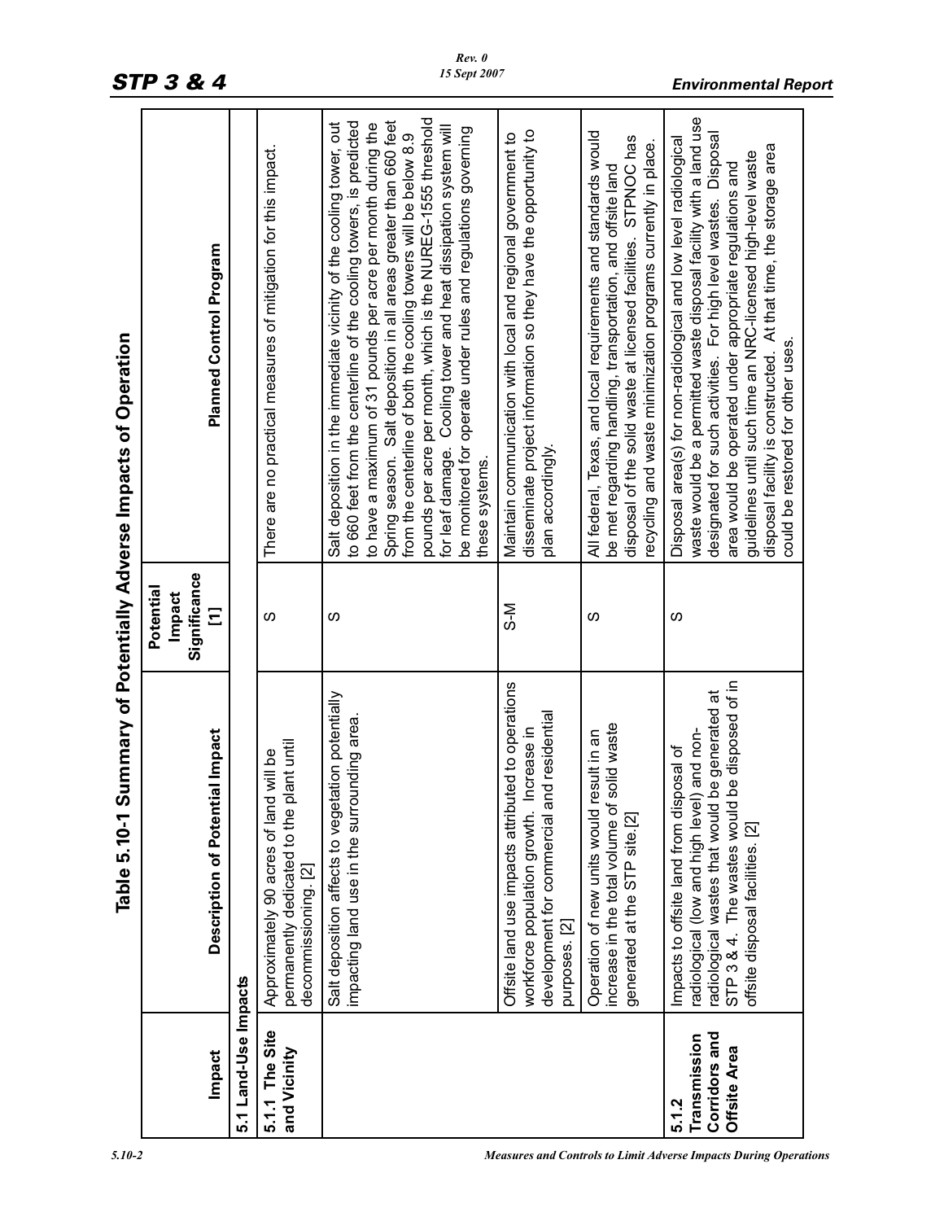**Table 5.10-1 Summary of Potentially Adverse Impacts of Operation**

| Impact | Description of Potential Impact | Potential Impact Significance [1] | Planned Control Program |
|---|---|---|---|
| **5.1 Land-Use Impacts** | | | |
| **5.1.1 The Site and Vicinity** | Approximately 90 acres of land will be permanently dedicated to the plant until decommissioning. [2] | S | There are no practical measures of mitigation for this impact. |
| | Salt deposition affects to vegetation potentially impacting land use in the surrounding area. | S | Salt deposition in the immediate vicinity of the cooling tower, out to 660 feet from the centerline of the cooling towers, is predicted to have a maximum of 31 pounds per acre per month during the Spring season. Salt deposition in all areas greater than 660 feet from the centerline of both the cooling towers will be below 8.9 pounds per acre per month, which is the NUREG-1555 threshold for leaf damage. Cooling tower and heat dissipation system will be monitored for operate under rules and regulations governing these systems. |
| | Offsite land use impacts attributed to operations workforce population growth. Increase in development for commercial and residential purposes. [2] | S-M | Maintain communication with local and regional government to disseminate project information so they have the opportunity to plan accordingly. |
| | Operation of new units would result in an increase in the total volume of solid waste generated at the STP site.[2] | S | All federal, Texas, and local requirements and standards would be met regarding handling, transportation, and offsite land disposal of the solid waste at licensed facilities. STPNOC has recycling and waste minimization programs currently in place. |
| **5.1.2 Transmission Corridors and Offsite Area** | Impacts to offsite land from disposal of radiological (low and high level) and non-radiological wastes that would be generated at STP 3 & 4. The wastes would be disposed of in offsite disposal facilities. [2] | S | Disposal area(s) for non-radiological and low level radiological waste would be a permitted waste disposal facility with a land use designated for such activities. For high level wastes. Disposal area would be operated under appropriate regulations and guidelines until such time an NRC-licensed high-level waste disposal facility is constructed. At that time, the storage area could be restored for other uses. |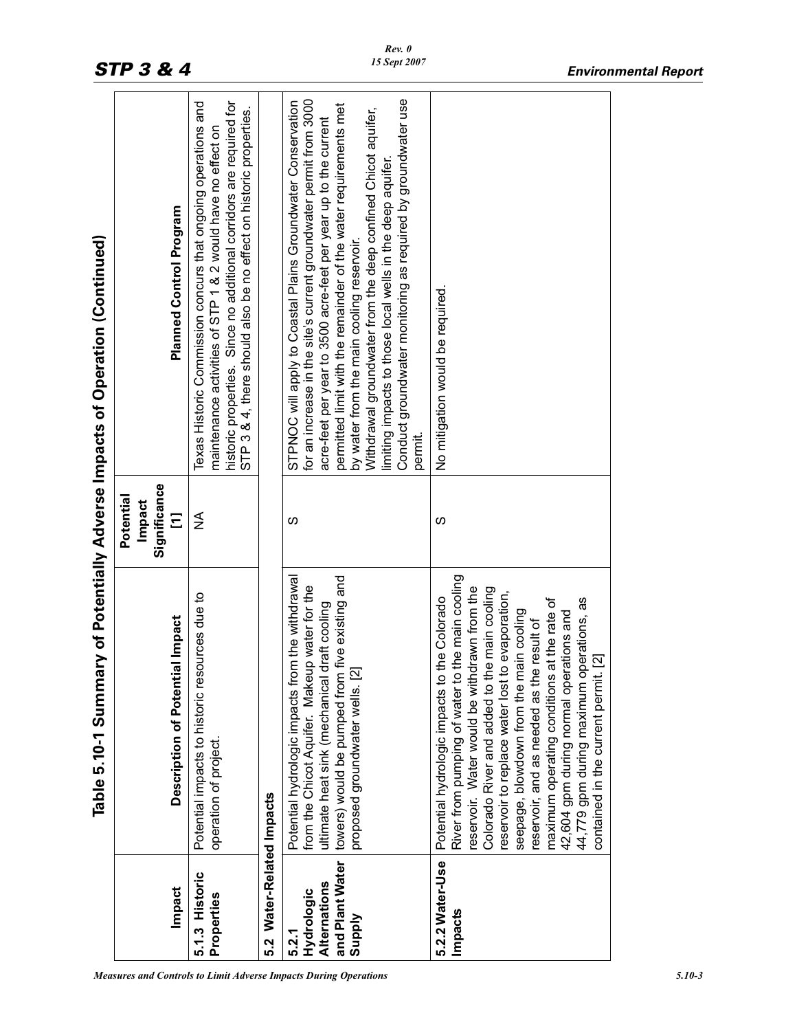# Table 5.10-1 Summary of Potentially Adverse Impacts of Operation (Continued)

| Impact | Description of Potential Impact | Potential Impact Significance [1] | Planned Control Program |
|---|---|---|---|
| **5.1.3 Historic Properties** | Potential impacts to historic resources due to operation of project. | NA | Texas Historic Commission concurs that ongoing operations and maintenance activities of STP 1 & 2 would have no effect on historic properties. Since no additional corridors are required for STP 3 & 4, there should also be no effect on historic properties. |
| **5.2 Water-Related Impacts** | | | |
| **5.2.1 Hydrologic Alternations and Plant Water Supply** | Potential hydrologic impacts from the withdrawal from the Chicot Aquifer. Makeup water for the ultimate heat sink (mechanical draft cooling towers) would be pumped from five existing and proposed groundwater wells. [2] | S | STPNOC will apply to Coastal Plains Groundwater Conservation for an increase in the site's current groundwater permit from 3000 acre-feet per year to 3500 acre-feet per year up to the current permitted limit with the remainder of the water requirements met by water from the main cooling reservoir.<br>Withdrawal groundwater from the deep confined Chicot aquifer, limiting impacts to those local wells in the deep aquifer.<br>Conduct groundwater monitoring as required by groundwater use permit. |
| **5.2.2 Water-Use Impacts** | Potential hydrologic impacts to the Colorado River from pumping of water to the main cooling reservoir. Water would be withdrawn from the Colorado River and added to the main cooling reservoir to replace water lost to evaporation, seepage, blowdown from the main cooling reservoir, and as needed as the result of maximum operating conditions at the rate of 42,604 gpm during normal operations and 44,779 gpm during maximum operations, as contained in the current permit. [2] | S | No mitigation would be required. |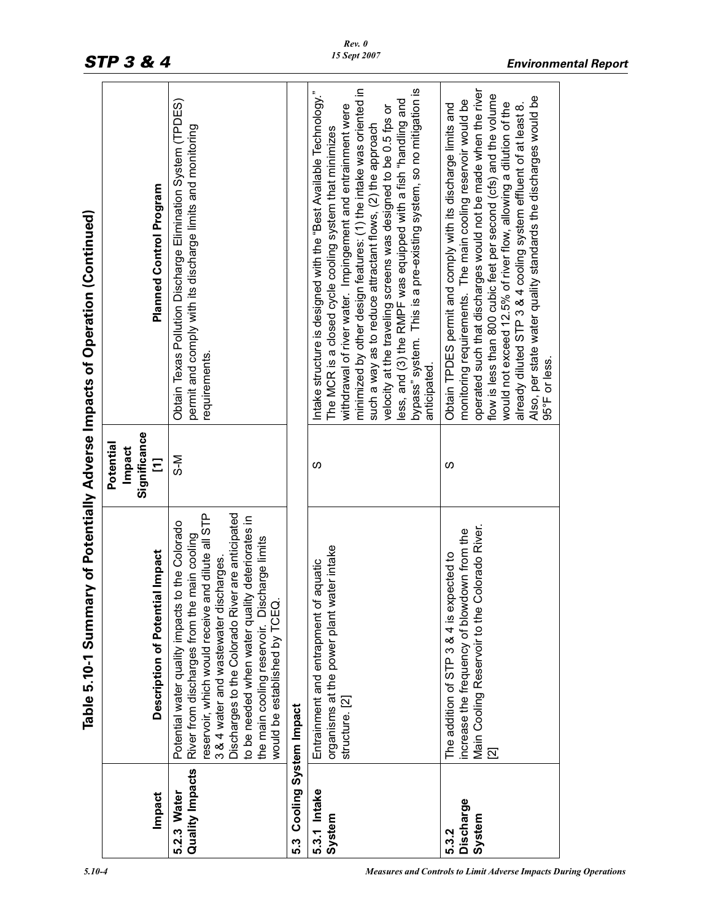# Table 5.10-1 Summary of Potentially Adverse Impacts of Operation (Continued)

| Impact | Description of Potential Impact | Potential Impact Significance [1] | Planned Control Program |
|---|---|---|---|
| **5.2.3 Water Quality Impacts** | Potential water quality impacts to the Colorado River from discharges from the main cooling reservoir, which would receive and dilute all STP 3 & 4 water and wastewater discharges. Discharges to the Colorado River are anticipated to be needed when water quality deteriorates in the main cooling reservoir. Discharge limits would be established by TCEQ. | S-M | Obtain Texas Pollution Discharge Elimination System (TPDES) permit and comply with its discharge limits and monitoring requirements. |
| **5.3 Cooling System Impact** | | | |
| **5.3.1 Intake System** | Entrainment and entrapment of aquatic organisms at the power plant water intake structure. [2] | S | Intake structure is designed with the "Best Available Technology." The MCR is a closed cycle cooling system that minimizes withdrawal of river water. Impingement and entrainment were minimized by other design features: (1) the intake was oriented in such a way as to reduce attractant flows, (2) the approach velocity at the traveling screens was designed to be 0.5 fps or less, and (3) the RMPF was equipped with a fish "handling and bypass" system. This is a pre-existing system, so no mitigation is anticipated. |
| **5.3.2 Discharge System** | The addition of STP 3 & 4 is expected to increase the frequency of blowdown from the Main Cooling Reservoir to the Colorado River. [2] | S | Obtain TPDES permit and comply with its discharge limits and monitoring requirements. The main cooling reservoir would be operated such that discharges would not be made when the river flow is less than 800 cubic feet per second (cfs) and the volume would not exceed 12.5% of river flow, allowing a dilution of the already diluted STP 3 & 4 cooling system effluent of at least 8. Also, per state water quality standards the discharges would be 95°F or less. |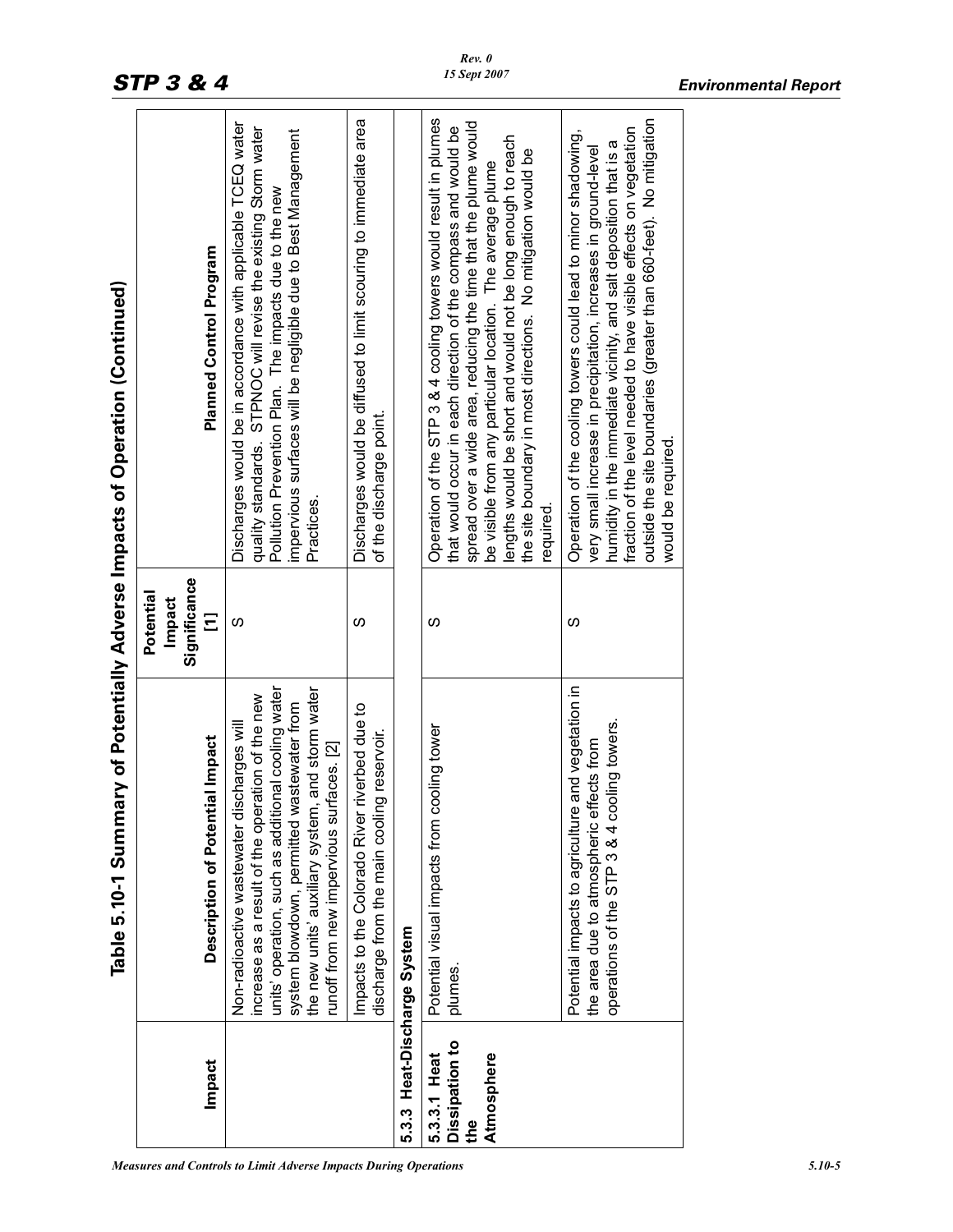# Table 5.10-1 Summary of Potentially Adverse Impacts of Operation (Continued)

| Impact | Description of Potential Impact | Potential Impact Significance [1] | Planned Control Program |
|---|---|---|---|
| | Non-radioactive wastewater discharges will increase as a result of the operation of the new units' operation, such as additional cooling water system blowdown, permitted wastewater from the new units' auxiliary system, and storm water runoff from new impervious surfaces. [2] | S | Discharges would be in accordance with applicable TCEQ water quality standards. STPNOC will revise the existing Storm water Pollution Prevention Plan. The impacts due to the new impervious surfaces will be negligible due to Best Management Practices. |
| | Impacts to the Colorado River riverbed due to discharge from the main cooling reservoir. | S | Discharges would be diffused to limit scouring to immediate area of the discharge point. |
| **5.3.3 Heat-Discharge System** | | | |
| **5.3.3.1 Heat Dissipation to the Atmosphere** | Potential visual impacts from cooling tower plumes. | S | Operation of the STP 3 & 4 cooling towers would result in plumes that would occur in each direction of the compass and would be spread over a wide area, reducing the time that the plume would be visible from any particular location. The average plume lengths would be short and would not be long enough to reach the site boundary in most directions. No mitigation would be required. |
| | Potential impacts to agriculture and vegetation in the area due to atmospheric effects from operations of the STP 3 & 4 cooling towers. | S | Operation of the cooling towers could lead to minor shadowing, very small increase in precipitation, increases in ground-level humidity in the immediate vicinity, and salt deposition that is a fraction of the level needed to have visible effects on vegetation outside the site boundaries (greater than 660-feet). No mitigation would be required. |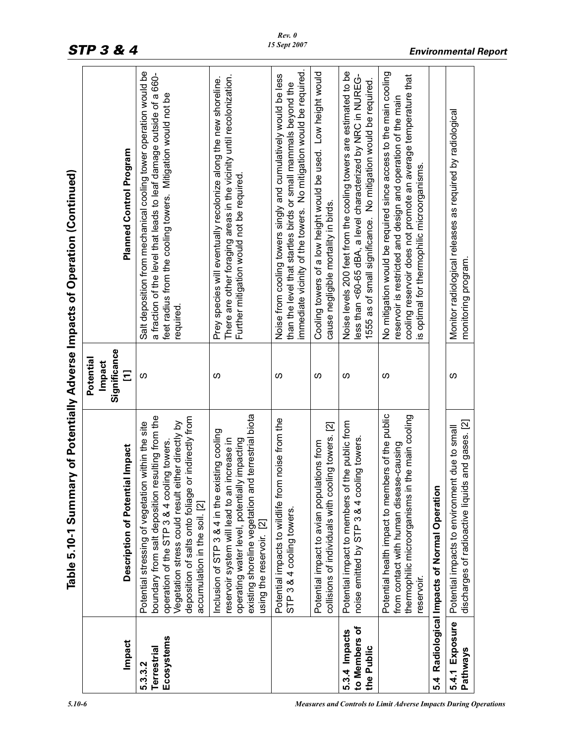# Table 5.10-1 Summary of Potentially Adverse Impacts of Operation (Continued)

| Impact | Description of Potential Impact | Potential Impact Significance [1] | Planned Control Program |
|---|---|---|---|
| **5.3.3.2 Terrestrial Ecosystems** | Potential stressing of vegetation within the site boundary from salt deposition resulting from the operation of the STP 3 & 4 cooling towers. Vegetation stress could result either directly by deposition of salts onto foliage or indirectly from accumulation in the soil. [2] | S | Salt deposition from mechanical cooling tower operation would be a fraction of the level that leads to leaf damage outside of a 660-feet radius from the cooling towers. Mitigation would not be required. |
| | Inclusion of STP 3 & 4 in the existing cooling reservoir system will lead to an increase in operating water level, potentially impacting existing shoreline vegetation and terrestrial biota using the reservoir. [2] | S | Prey species will eventually recolonize along the new shoreline. There are other foraging areas in the vicinity until recolonization. Further mitigation would not be required. |
| | Potential impacts to wildlife from noise from the STP 3 & 4 cooling towers. | S | Noise from cooling towers singly and cumulatively would be less than the level that startles birds or small mammals beyond the immediate vicinity of the towers. No mitigation would be required. |
| | Potential impact to avian populations from collisions of individuals with cooling towers. [2] | S | Cooling towers of a low height would be used. Low height would cause negligible mortality in birds. |
| **5.3.4 Impacts to Members of the Public** | Potential impact to members of the public from noise emitted by STP 3 & 4 cooling towers. | S | Noise levels 200 feet from the cooling towers are estimated to be less than <60-65 dBA, a level characterized by NRC in NUREG-1555 as of small significance. No mitigation would be required. |
| | Potential health impact to members of the public from contact with human disease-causing thermophilic microorganisms in the main cooling reservoir. | S | No mitigation would be required since access to the main cooling reservoir is restricted and design and operation of the main cooling reservoir does not promote an average temperature that is optimal for thermophilic microorganisms. |
| **5.4 Radiological Impacts of Normal Operation** | | | |
| **5.4.1 Exposure Pathways** | Potential impacts to environment due to small discharges of radioactive liquids and gases. [2] | S | Monitor radiological releases as required by radiological monitoring program. |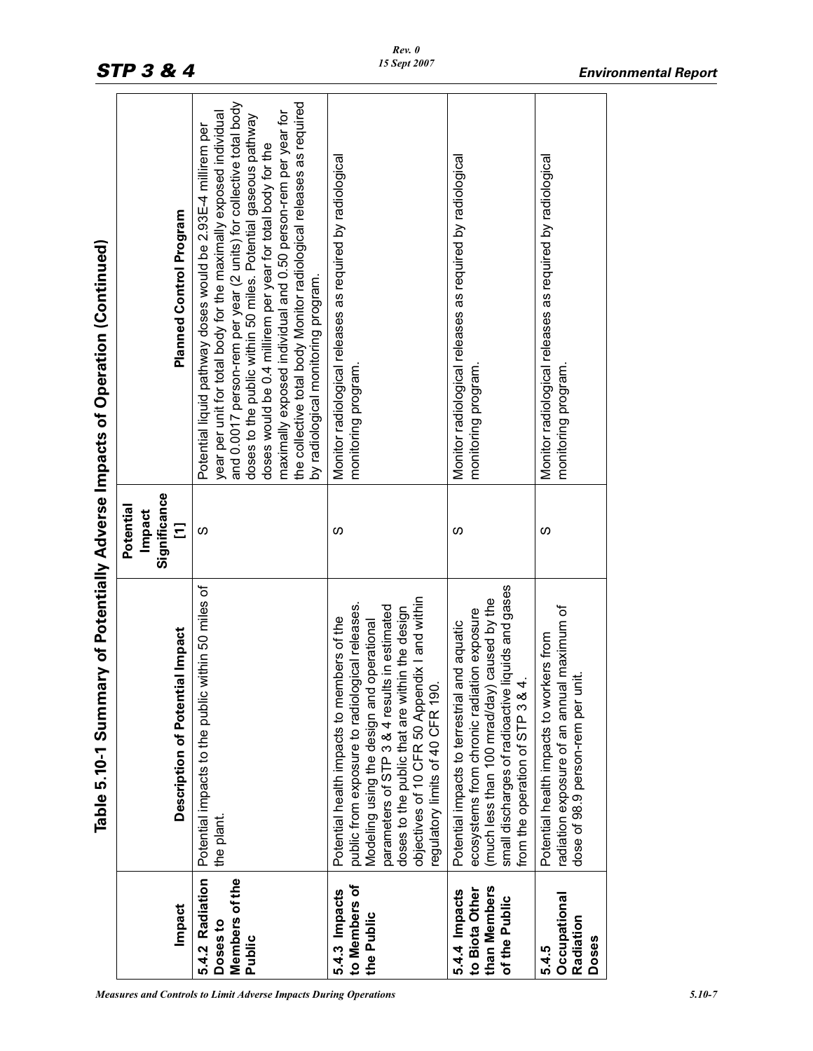## Table 5.10-1 Summary of Potentially Adverse Impacts of Operation (Continued)

| Impact | Description of Potential Impact | Potential Impact Significance [1] | Planned Control Program |
|---|---|---|---|
| **5.4.2 Radiation Doses to Members of the Public** | Potential impacts to the public within 50 miles of the plant. | S | Potential liquid pathway doses would be 2.93E-4 millirem per year per unit for total body for the maximally exposed individual and 0.0017 person-rem per year (2 units) for collective total body doses to the public within 50 miles. Potential gaseous pathway doses would be 0.4 millirem per year for total body for the maximally exposed individual and 0.50 person-rem per year for the collective total body Monitor radiological releases as required by radiological monitoring program. |
| **5.4.3 Impacts to Members of the Public** | Potential health impacts to members of the public from exposure to radiological releases. Modeling using the design and operational parameters of STP 3 & 4 results in estimated doses to the public that are within the design objectives of 10 CFR 50 Appendix I and within regulatory limits of 40 CFR 190. | S | Monitor radiological releases as required by radiological monitoring program. |
| **5.4.4 Impacts to Biota Other than Members of the Public** | Potential impacts to terrestrial and aquatic ecosystems from chronic radiation exposure (much less than 100 mrad/day) caused by the small discharges of radioactive liquids and gases from the operation of STP 3 & 4. | S | Monitor radiological releases as required by radiological monitoring program. |
| **5.4.5 Occupational Radiation Doses** | Potential health impacts to workers from radiation exposure of an annual maximum of dose of 98.9 person-rem per unit. | S | Monitor radiological releases as required by radiological monitoring program. |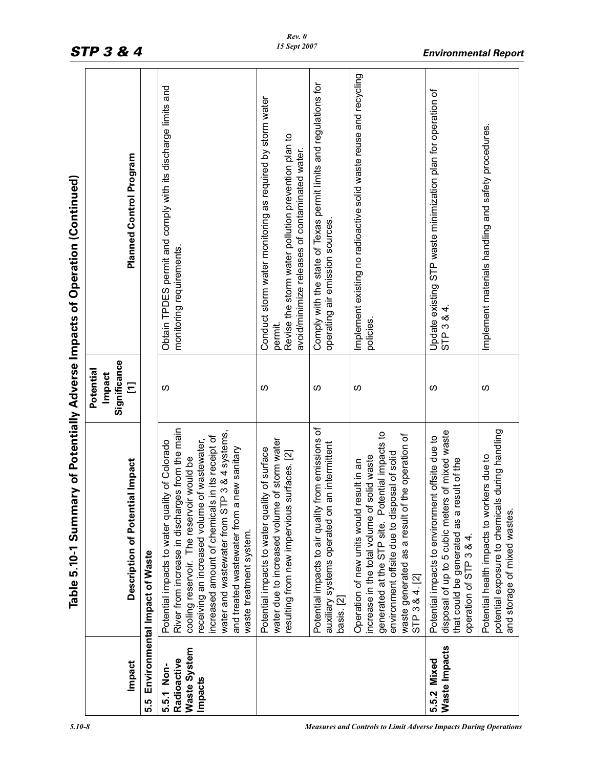## Table 5.10-1 Summary of Potentially Adverse Impacts of Operation (Continued)

| Impact | Description of Potential Impact | Potential Impact Significance [1] | Planned Control Program |
|---|---|---|---|
| **5.5 Environmental Impact of Waste** | | | |
| **5.5.1 Non-Radioactive Waste System Impacts** | Potential impacts to water quality of Colorado River from increase in discharges from the main cooling reservoir. The reservoir would be receiving an increased volume of wastewater, increased amount of chemicals in its receipt of water and wastewater from STP 3 & 4 systems, and treated wastewater from a new sanitary waste treatment system. | S | Obtain TPDES permit and comply with its discharge limits and monitoring requirements. |
| | Potential impacts to water quality of surface water due to increased volume of storm water resulting from new impervious surfaces. [2] | S | Conduct storm water monitoring as required by storm water permit.<br>Revise the storm water pollution prevention plan to avoid/minimize releases of contaminated water. |
| | Potential impacts to air quality from emissions of auxiliary systems operated on an intermittent basis. [2] | S | Comply with the state of Texas permit limits and regulations for operating air emission sources. |
| | Operation of new units would result in an increase in the total volume of solid waste generated at the STP site. Potential impacts to environment offsite due to disposal of solid waste generated as a result of the operation of STP 3 & 4. [2] | S | Implement existing no radioactive solid waste reuse and recycling policies. |
| **5.5.2 Mixed Waste Impacts** | Potential impacts to environment offsite due to disposal of up to 5 cubic meters of mixed waste that could be generated as a result of the operation of STP 3 & 4. | S | Update existing STP waste minimization plan for operation of STP 3 & 4. |
| | Potential health impacts to workers due to potential exposure to chemicals during handling and storage of mixed wastes. | S | Implement materials handling and safety procedures. |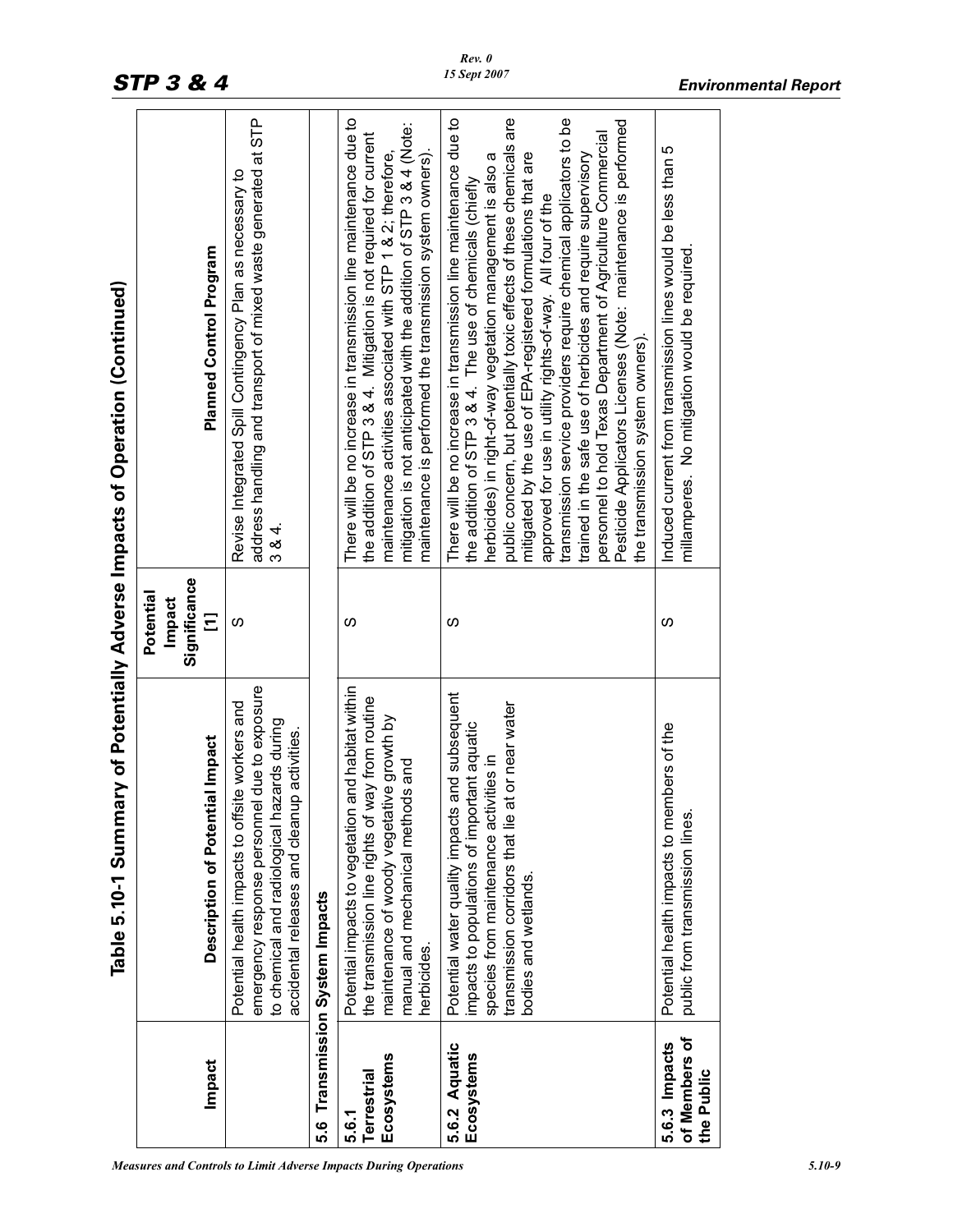# Table 5.10-1 Summary of Potentially Adverse Impacts of Operation (Continued)

| Impact | Description of Potential Impact | Potential Impact Significance [1] | Planned Control Program |
|---|---|---|---|
| | Potential health impacts to offsite workers and emergency response personnel due to exposure to chemical and radiological hazards during accidental releases and cleanup activities. | S | Revise Integrated Spill Contingency Plan as necessary to address handling and transport of mixed waste generated at STP 3 & 4. |
| **5.6 Transmission System Impacts** | | | |
| **5.6.1 Terrestrial Ecosystems** | Potential impacts to vegetation and habitat within the transmission line rights of way from routine maintenance of woody vegetative growth by manual and mechanical methods and herbicides. | S | There will be no increase in transmission line maintenance due to the addition of STP 3 & 4. Mitigation is not required for current maintenance activities associated with STP 1 & 2; therefore, mitigation is not anticipated with the addition of STP 3 & 4 (Note: maintenance is performed the transmission system owners). |
| **5.6.2 Aquatic Ecosystems** | Potential water quality impacts and subsequent impacts to populations of important aquatic species from maintenance activities in transmission corridors that lie at or near water bodies and wetlands. | S | There will be no increase in transmission line maintenance due to the addition of STP 3 & 4. The use of chemicals (chiefly herbicides) in right-of-way vegetation management is also a public concern, but potentially toxic effects of these chemicals are mitigated by the use of EPA-registered formulations that are approved for use in utility rights-of-way. All four of the transmission service providers require chemical applicators to be trained in the safe use of herbicides and require supervisory personnel to hold Texas Department of Agriculture Commercial Pesticide Applicators Licenses (Note: maintenance is performed the transmission system owners). |
| **5.6.3 Impacts of Members of the Public** | Potential health impacts to members of the public from transmission lines. | S | Induced current from transmission lines would be less than 5 millamperes. No mitigation would be required. |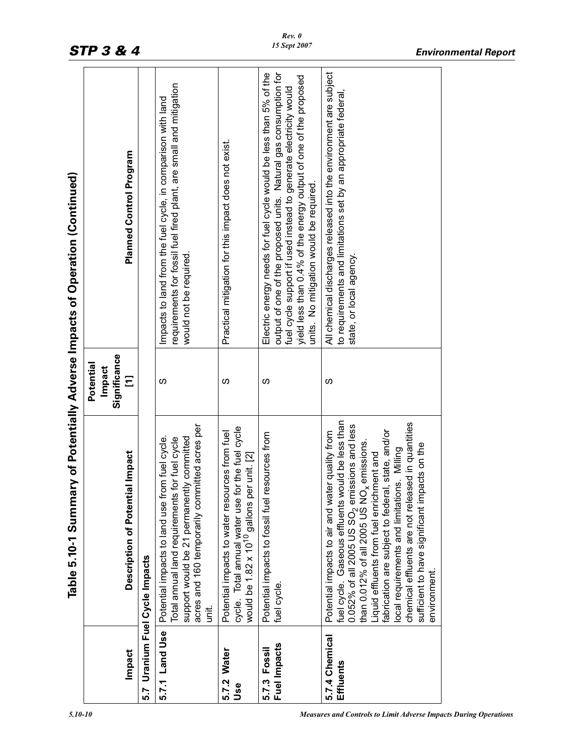## Table 5.10-1 Summary of Potentially Adverse Impacts of Operation (Continued)

| Impact | Description of Potential Impact | Potential Impact Significance [1] | Planned Control Program |
|---|---|---|---|
| **5.7 Uranium Fuel Cycle Impacts** | | | |
| **5.7.1 Land Use** | Potential impacts to land use from fuel cycle. Total annual land requirements for fuel cycle support would be 21 permanently committed acres and 160 temporarily committed acres per unit. | S | Impacts to land from the fuel cycle, in comparison with land requirements for fossil fuel fired plant, are small and mitigation would not be required. |
| **5.7.2 Water Use** | Potential impacts to water resources from fuel cycle. Total annual water use for the fuel cycle would be $1.82 \times 10^{10}$ gallons per unit. [2] | S | Practical mitigation for this impact does not exist. |
| **5.7.3 Fossil Fuel Impacts** | Potential impacts to fossil fuel resources from fuel cycle. | S | Electric energy needs for fuel cycle would be less than 5% of the output of one of the proposed units. Natural gas consumption for fuel cycle support if used instead to generate electricity would yield less than 0.4% of the energy output of one of the proposed units. No mitigation would be required. |
| **5.7.4 Chemical Effluents** | Potential impacts to air and water quality from fuel cycle. Gaseous effluents would be less than 0.052% of all 2005 US $SO_2$ emissions and less than 0.012% of all 2005 US $NO_x$ emissions. Liquid effluents from fuel enrichment and fabrication are subject to federal, state, and/or local requirements and limitations. Milling chemical effluents are not released in quantities sufficient to have significant impacts on the environment. | S | All chemical discharges released into the environment are subject to requirements and limitations set by an appropriate federal, state, or local agency. |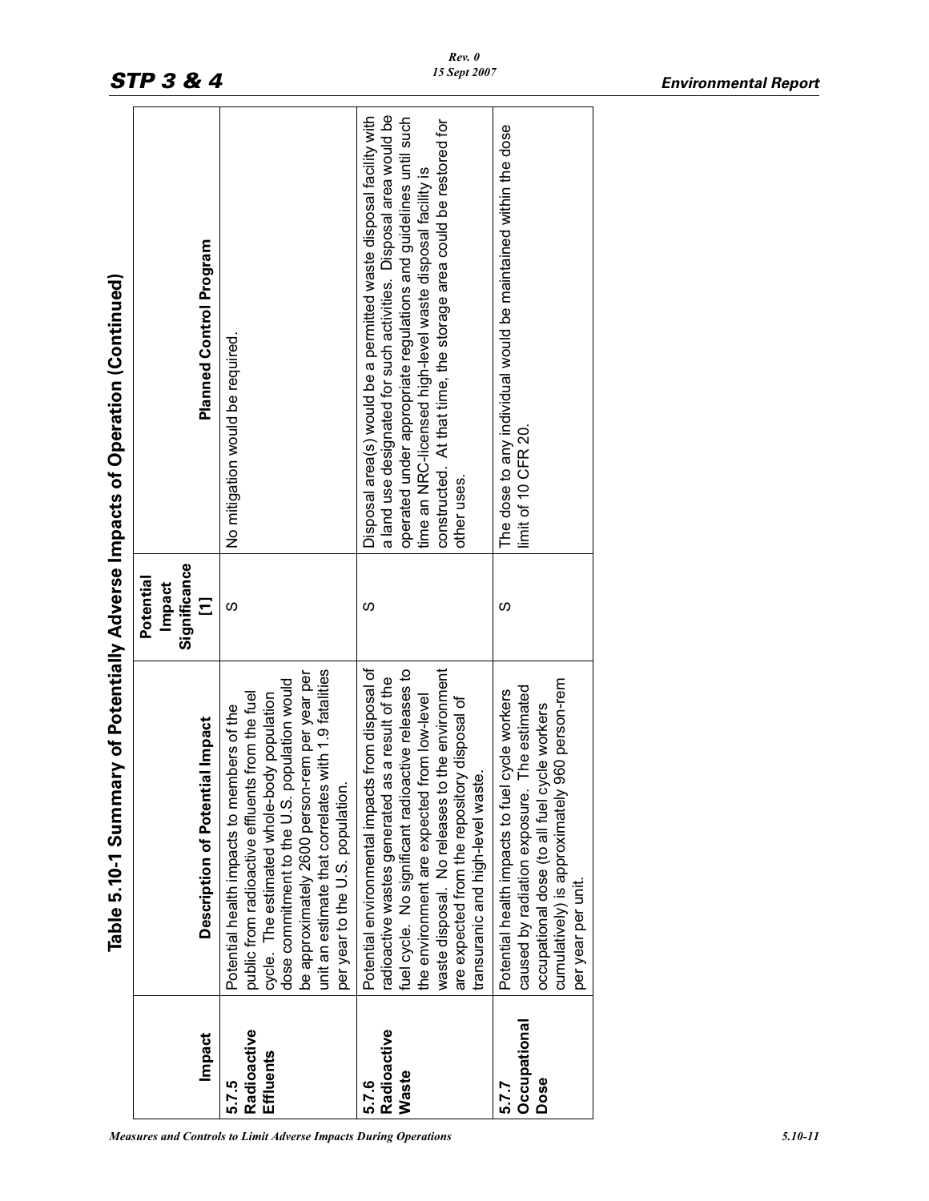## Table 5.10-1 Summary of Potentially Adverse Impacts of Operation (Continued)

| Impact | Description of Potential Impact | Potential Impact Significance [1] | Planned Control Program |
|---|---|---|---|
| **5.7.5 Radioactive Effluents** | Potential health impacts to members of the public from radioactive effluents from the fuel cycle. The estimated whole-body population dose commitment to the U.S. population would be approximately 2600 person-rem per year per unit an estimate that correlates with 1.9 fatalities per year to the U.S. population. | S | No mitigation would be required. |
| **5.7.6 Radioactive Waste** | Potential environmental impacts from disposal of radioactive wastes generated as a result of the fuel cycle. No significant radioactive releases to the environment are expected from low-level waste disposal. No releases to the environment are expected from the repository disposal of transuranic and high-level waste. | S | Disposal area(s) would be a permitted waste disposal facility with a land use designated for such activities. Disposal area would be operated under appropriate regulations and guidelines until such time an NRC-licensed high-level waste disposal facility is constructed. At that time, the storage area could be restored for other uses. |
| **5.7.7 Occupational Dose** | Potential health impacts to fuel cycle workers caused by radiation exposure. The estimated occupational dose (to all fuel cycle workers cumulatively) is approximately 960 person-rem per year per unit. | S | The dose to any individual would be maintained within the dose limit of 10 CFR 20. |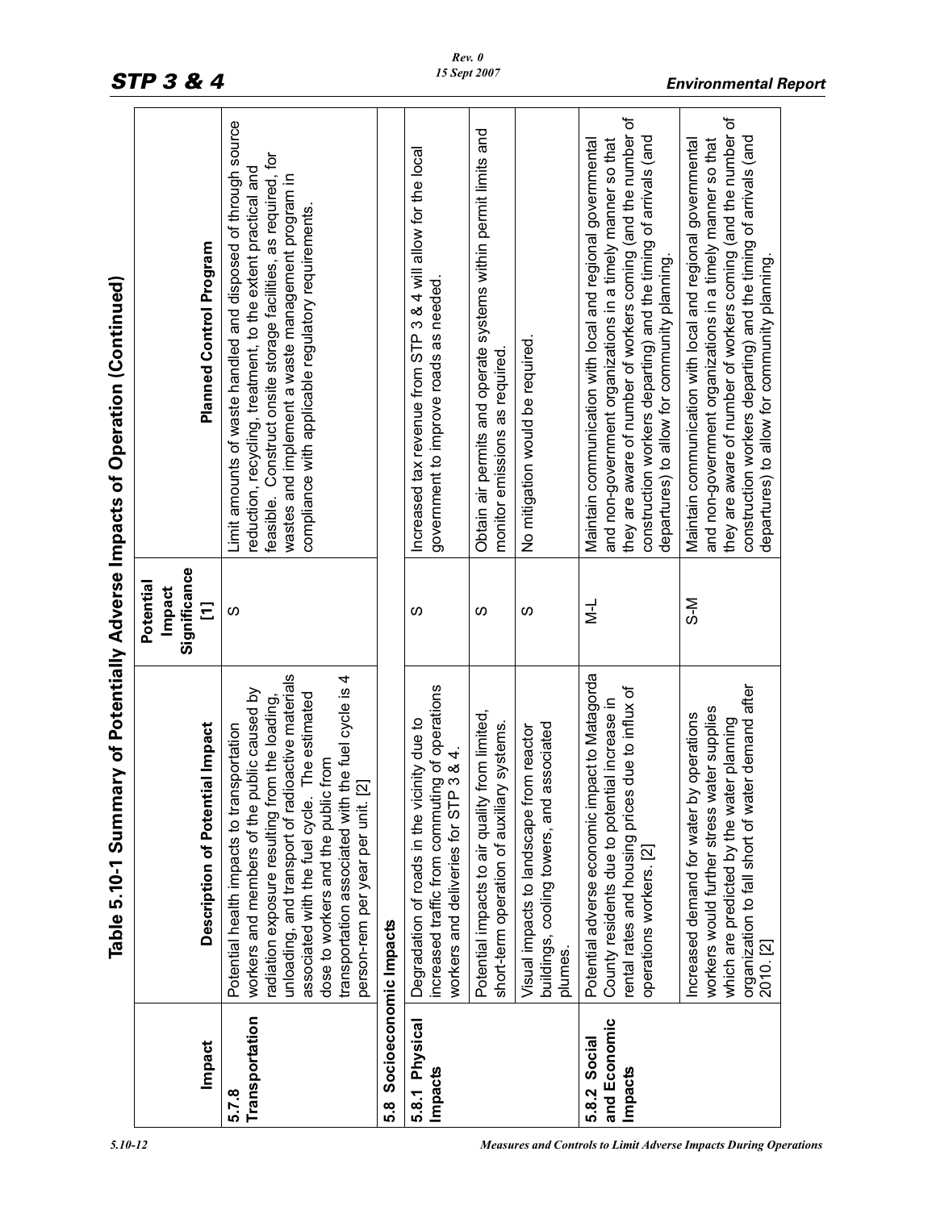# Table 5.10-1 Summary of Potentially Adverse Impacts of Operation (Continued)

| Impact | Description of Potential Impact | Potential Impact Significance [1] | Planned Control Program |
|---|---|---|---|
| **5.7.8 Transportation** | Potential health impacts to transportation workers and members of the public caused by radiation exposure resulting from the loading, unloading, and transport of radioactive materials associated with the fuel cycle. The estimated dose to workers and the public from transportation associated with the fuel cycle is 4 person-rem per year per unit. [2] | S | Limit amounts of waste handled and disposed of through source reduction, recycling, treatment, to the extent practical and feasible. Construct onsite storage facilities, as required, for wastes and implement a waste management program in compliance with applicable regulatory requirements. |
| **5.8 Socioeconomic Impacts** | | | |
| **5.8.1 Physical Impacts** | Degradation of roads in the vicinity due to increased traffic from commuting of operations workers and deliveries for STP 3 & 4. | S | Increased tax revenue from STP 3 & 4 will allow for the local government to improve roads as needed. |
| | Potential impacts to air quality from limited, short-term operation of auxiliary systems. | S | Obtain air permits and operate systems within permit limits and monitor emissions as required. |
| | Visual impacts to landscape from reactor buildings, cooling towers, and associated plumes. | S | No mitigation would be required. |
| **5.8.2 Social and Economic Impacts** | Potential adverse economic impact to Matagorda County residents due to potential increase in rental rates and housing prices due to influx of operations workers. [2] | M-L | Maintain communication with local and regional governmental and non-government organizations in a timely manner so that they are aware of number of workers coming (and the number of construction workers departing) and the timing of arrivals (and departures) to allow for community planning. |
| | Increased demand for water by operations workers would further stress water supplies which are predicted by the water planning organization to fall short of water demand after 2010. [2] | S-M | Maintain communication with local and regional governmental and non-government organizations in a timely manner so that they are aware of number of workers coming (and the number of construction workers departing) and the timing of arrivals (and departures) to allow for community planning. |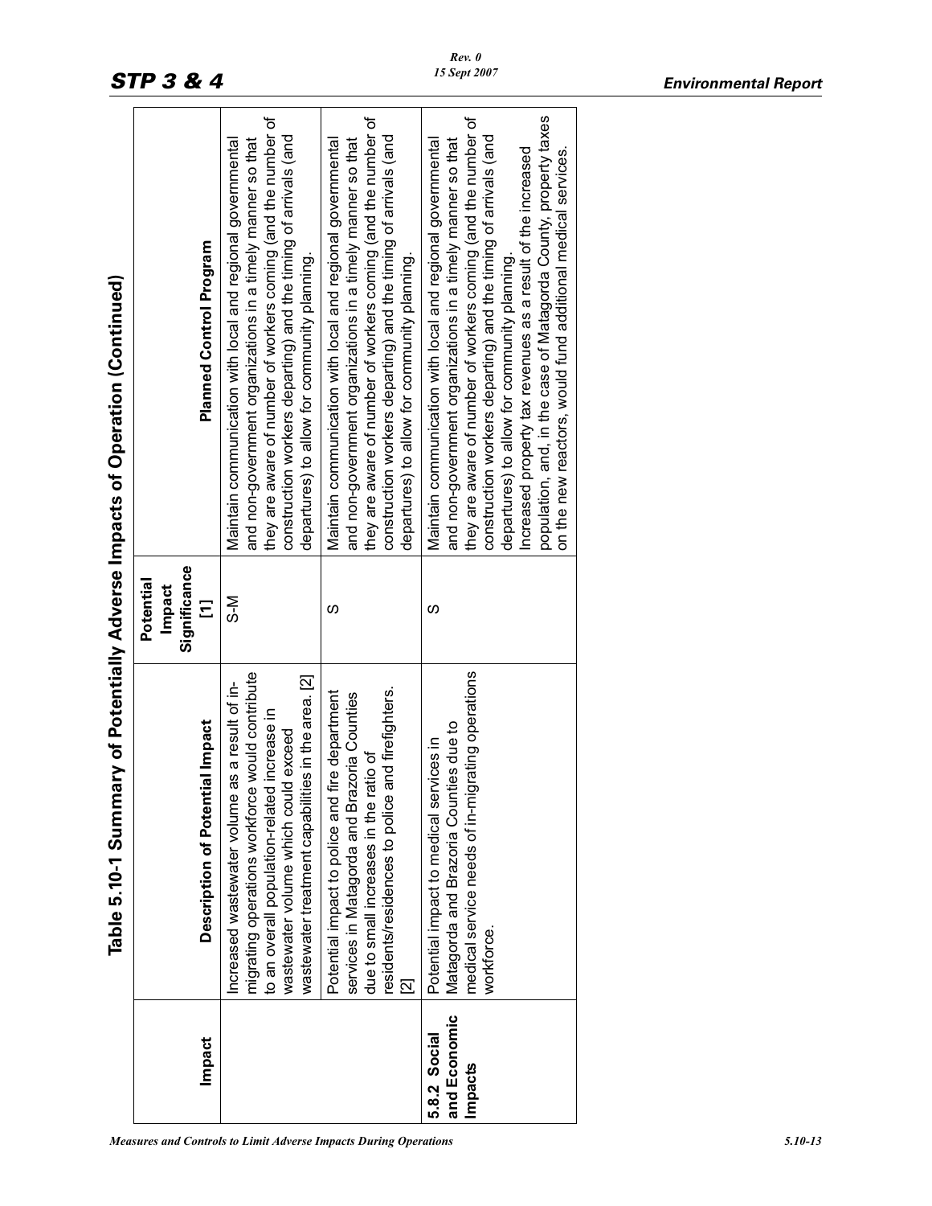## Table 5.10-1 Summary of Potentially Adverse Impacts of Operation (Continued)

| Impact | Description of Potential Impact | Potential Impact Significance [1] | Planned Control Program |
|---|---|---|---|
| | Increased wastewater volume as a result of in-migrating operations workforce would contribute to an overall population-related increase in wastewater volume which could exceed wastewater treatment capabilities in the area. [2] | S-M | Maintain communication with local and regional governmental and non-government organizations in a timely manner so that they are aware of number of workers coming (and the number of construction workers departing) and the timing of arrivals (and departures) to allow for community planning. |
| | Potential impact to police and fire department services in Matagorda and Brazoria Counties due to small increases in the ratio of residents/residences to police and firefighters. [2] | S | Maintain communication with local and regional governmental and non-government organizations in a timely manner so that they are aware of number of workers coming (and the number of construction workers departing) and the timing of arrivals (and departures) to allow for community planning. |
| **5.8.2 Social and Economic Impacts** | Potential impact to medical services in Matagorda and Brazoria Counties due to medical service needs of in-migrating operations workforce. | S | Maintain communication with local and regional governmental and non-government organizations in a timely manner so that they are aware of number of workers coming (and the number of construction workers departing) and the timing of arrivals (and departures) to allow for community planning.<br>Increased property tax revenues as a result of the increased population, and, in the case of Matagorda County, property taxes on the new reactors, would fund additional medical services. |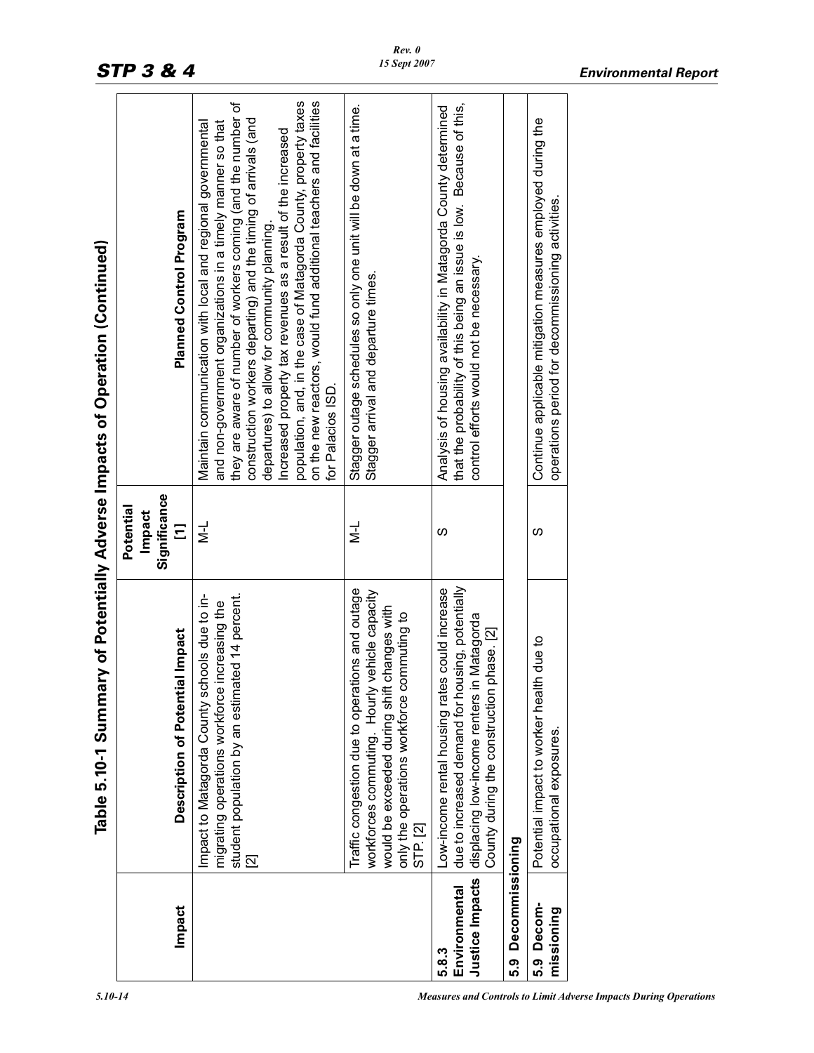## Table 5.10-1 Summary of Potentially Adverse Impacts of Operation (Continued)

| Impact | Description of Potential Impact | Potential Impact Significance [1] | Planned Control Program |
|---|---|---|---|
| | Impact to Matagorda County schools due to in-migrating operations workforce increasing the student population by an estimated 14 percent. [2] | M-L | Maintain communication with local and regional governmental and non-government organizations in a timely manner so that they are aware of number of workers coming (and the number of construction workers departing) and the timing of arrivals (and departures) to allow for community planning. Increased property tax revenues as a result of the increased population, and, in the case of Matagorda County, property taxes on the new reactors, would fund additional teachers and facilities for Palacios ISD. |
| | Traffic congestion due to operations and outage workforces commuting. Hourly vehicle capacity would be exceeded during shift changes with only the operations workforce commuting to STP. [2] | M-L | Stagger outage schedules so only one unit will be down at a time. Stagger arrival and departure times. |
| 5.8.3 Environmental Justice Impacts | Low-income rental housing rates could increase due to increased demand for housing, potentially displacing low-income renters in Matagorda County during the construction phase. [2] | S | Analysis of housing availability in Matagorda County determined that the probability of this being an issue is low. Because of this, control efforts would not be necessary. |
| **5.9 Decommissioning** | | | |
| 5.9 Decommissioning | Potential impact to worker health due to occupational exposures. | S | Continue applicable mitigation measures employed during the operations period for decommissioning activities. |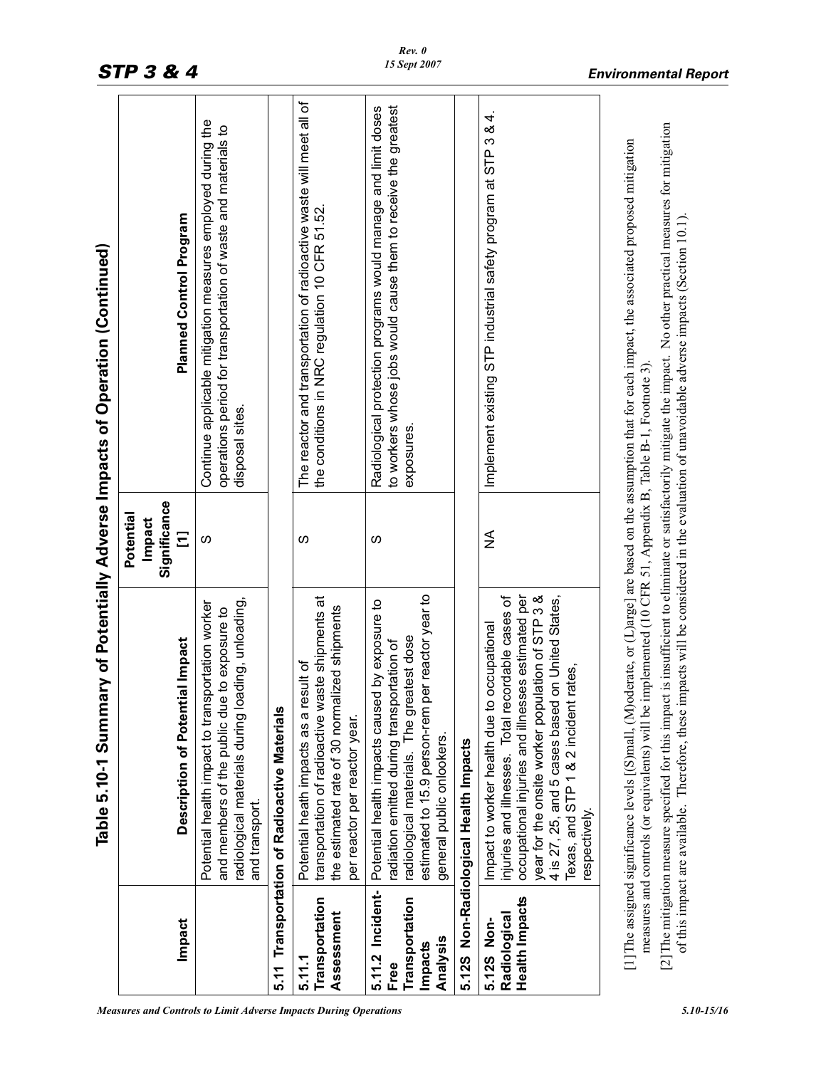# Table 5.10-1 Summary of Potentially Adverse Impacts of Operation (Continued)

| Impact | Description of Potential Impact | Potential Impact Significance [1] | Planned Control Program |
|---|---|---|---|
| | Potential health impact to transportation worker and members of the public due to exposure to radiological materials during loading, unloading, and transport. | S | Continue applicable mitigation measures employed during the operations period for transportation of waste and materials to disposal sites. |
| **5.11 Transportation of Radioactive Materials** | | | |
| **5.11.1 Transportation Assessment** | Potential heath impacts as a result of transportation of radioactive waste shipments at the estimated rate of 30 normalized shipments per reactor per reactor year. | S | The reactor and transportation of radioactive waste will meet all of the conditions in NRC regulation 10 CFR 51.52. |
| **5.11.2 Incident-Free Transportation Impacts Analysis** | Potential health impacts caused by exposure to radiation emitted during transportation of radiological materials. The greatest dose estimated to 15.9 person-rem per reactor year to general public onlookers. | S | Radiological protection programs would manage and limit doses to workers whose jobs would cause them to receive the greatest exposures. |
| **5.12S Non-Radiological Health Impacts** | | | |
| **5.12S Non-Radiological Health Impacts** | Impact to worker health due to occupational injuries and illnesses. Total recordable cases of occupational injuries and illnesses estimated per year for the onsite worker population of STP 3 & 4 is 27, 25, and 5 cases based on United States, Texas, and STP 1 & 2 incident rates, respectively. | NA | Implement existing STP industrial safety program at STP 3 & 4. |

[1] The assigned significance levels [(S)mall, (M)oderate, or (L)arge] are based on the assumption that for each impact, the associated proposed mitigation measures and controls (or equivalents) will be implemented (10 CFR 51, Appendix B, Table B-1, Footnote 3).

[2] The mitigation measure specified for this impact is insufficient to eliminate or satisfactorily mitigate the impact. No other practical measures for mitigation of this impact are available. Therefore, these impacts will be considered in the evaluation of unavoidable adverse impacts (Section 10.1).